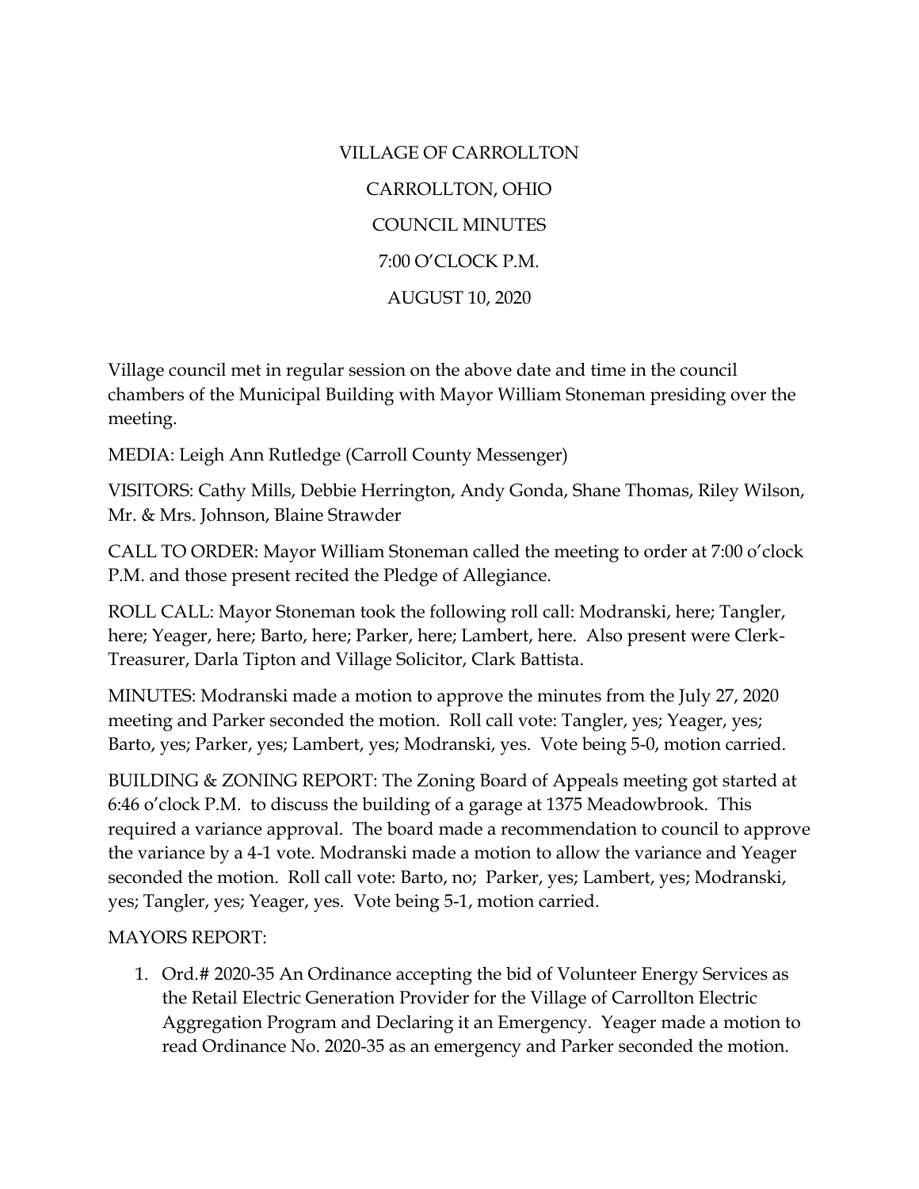VILLAGE OF CARROLLTON

CARROLLTON, OHIO

COUNCIL MINUTES

7:00 O'CLOCK P.M.

AUGUST 10, 2020

Village council met in regular session on the above date and time in the council chambers of the Municipal Building with Mayor William Stoneman presiding over the meeting.

MEDIA: Leigh Ann Rutledge (Carroll County Messenger)

VISITORS: Cathy Mills, Debbie Herrington, Andy Gonda, Shane Thomas, Riley Wilson, Mr. & Mrs. Johnson, Blaine Strawder

CALL TO ORDER: Mayor William Stoneman called the meeting to order at 7:00 o'clock P.M. and those present recited the Pledge of Allegiance.

ROLL CALL: Mayor Stoneman took the following roll call: Modranski, here; Tangler, here; Yeager, here; Barto, here; Parker, here; Lambert, here. Also present were Clerk-Treasurer, Darla Tipton and Village Solicitor, Clark Battista.

MINUTES: Modranski made a motion to approve the minutes from the July 27, 2020 meeting and Parker seconded the motion. Roll call vote: Tangler, yes; Yeager, yes; Barto, yes; Parker, yes; Lambert, yes; Modranski, yes. Vote being 5-0, motion carried.

BUILDING & ZONING REPORT: The Zoning Board of Appeals meeting got started at 6:46 o'clock P.M. to discuss the building of a garage at 1375 Meadowbrook. This required a variance approval. The board made a recommendation to council to approve the variance by a 4-1 vote. Modranski made a motion to allow the variance and Yeager seconded the motion. Roll call vote: Barto, no; Parker, yes; Lambert, yes; Modranski, yes; Tangler, yes; Yeager, yes. Vote being 5-1, motion carried.

MAYORS REPORT:

1. Ord.# 2020-35 An Ordinance accepting the bid of Volunteer Energy Services as the Retail Electric Generation Provider for the Village of Carrollton Electric Aggregation Program and Declaring it an Emergency. Yeager made a motion to read Ordinance No. 2020-35 as an emergency and Parker seconded the motion.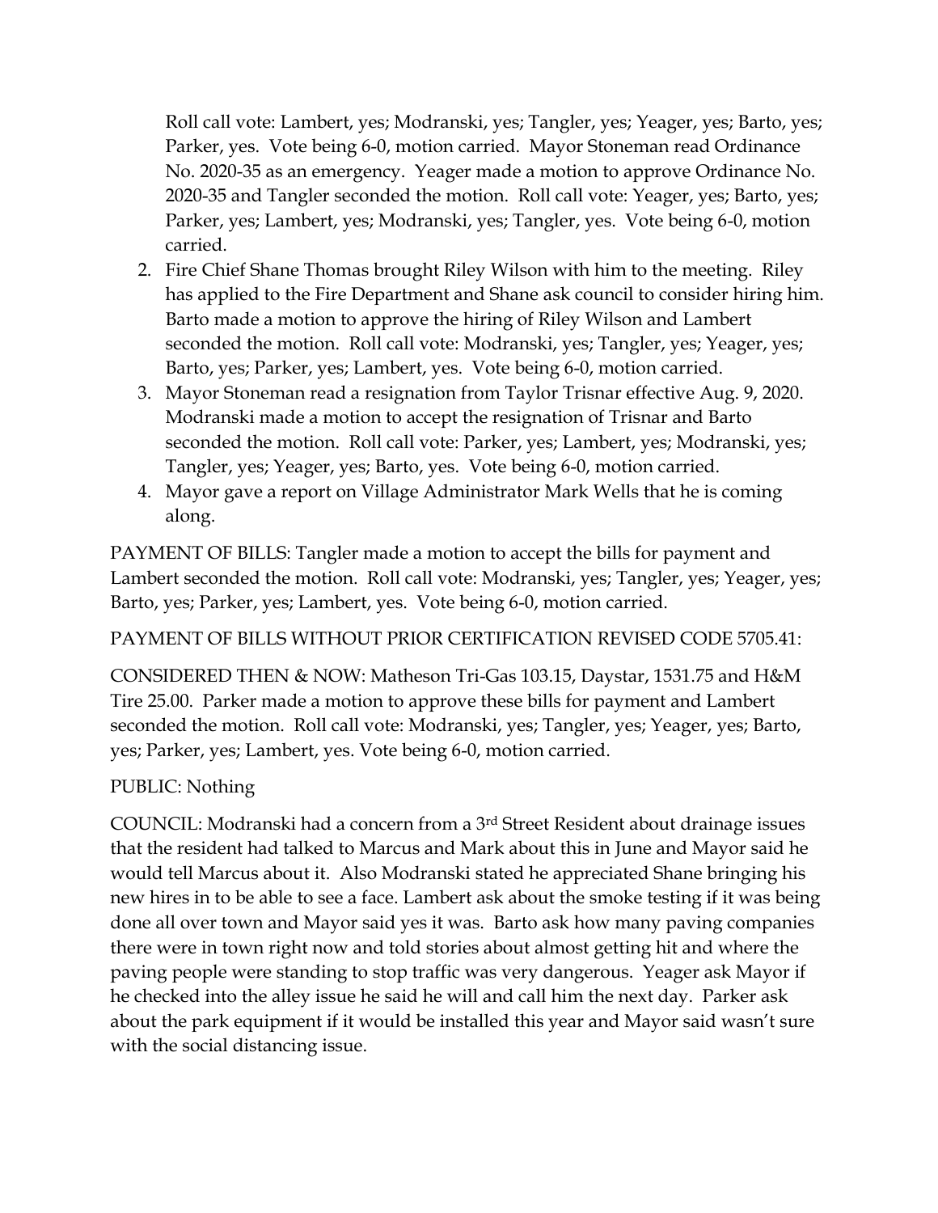Roll call vote: Lambert, yes; Modranski, yes; Tangler, yes; Yeager, yes; Barto, yes; Parker, yes. Vote being 6-0, motion carried. Mayor Stoneman read Ordinance No. 2020-35 as an emergency. Yeager made a motion to approve Ordinance No. 2020-35 and Tangler seconded the motion. Roll call vote: Yeager, yes; Barto, yes; Parker, yes; Lambert, yes; Modranski, yes; Tangler, yes. Vote being 6-0, motion carried.

2. Fire Chief Shane Thomas brought Riley Wilson with him to the meeting. Riley has applied to the Fire Department and Shane ask council to consider hiring him. Barto made a motion to approve the hiring of Riley Wilson and Lambert seconded the motion. Roll call vote: Modranski, yes; Tangler, yes; Yeager, yes; Barto, yes; Parker, yes; Lambert, yes. Vote being 6-0, motion carried.
3. Mayor Stoneman read a resignation from Taylor Trisnar effective Aug. 9, 2020. Modranski made a motion to accept the resignation of Trisnar and Barto seconded the motion. Roll call vote: Parker, yes; Lambert, yes; Modranski, yes; Tangler, yes; Yeager, yes; Barto, yes. Vote being 6-0, motion carried.
4. Mayor gave a report on Village Administrator Mark Wells that he is coming along.

PAYMENT OF BILLS: Tangler made a motion to accept the bills for payment and Lambert seconded the motion. Roll call vote: Modranski, yes; Tangler, yes; Yeager, yes; Barto, yes; Parker, yes; Lambert, yes. Vote being 6-0, motion carried.

PAYMENT OF BILLS WITHOUT PRIOR CERTIFICATION REVISED CODE 5705.41:

CONSIDERED THEN & NOW: Matheson Tri-Gas 103.15, Daystar, 1531.75 and H&M Tire 25.00. Parker made a motion to approve these bills for payment and Lambert seconded the motion. Roll call vote: Modranski, yes; Tangler, yes; Yeager, yes; Barto, yes; Parker, yes; Lambert, yes. Vote being 6-0, motion carried.

PUBLIC: Nothing

COUNCIL: Modranski had a concern from a 3rd Street Resident about drainage issues that the resident had talked to Marcus and Mark about this in June and Mayor said he would tell Marcus about it. Also Modranski stated he appreciated Shane bringing his new hires in to be able to see a face. Lambert ask about the smoke testing if it was being done all over town and Mayor said yes it was. Barto ask how many paving companies there were in town right now and told stories about almost getting hit and where the paving people were standing to stop traffic was very dangerous. Yeager ask Mayor if he checked into the alley issue he said he will and call him the next day. Parker ask about the park equipment if it would be installed this year and Mayor said wasn't sure with the social distancing issue.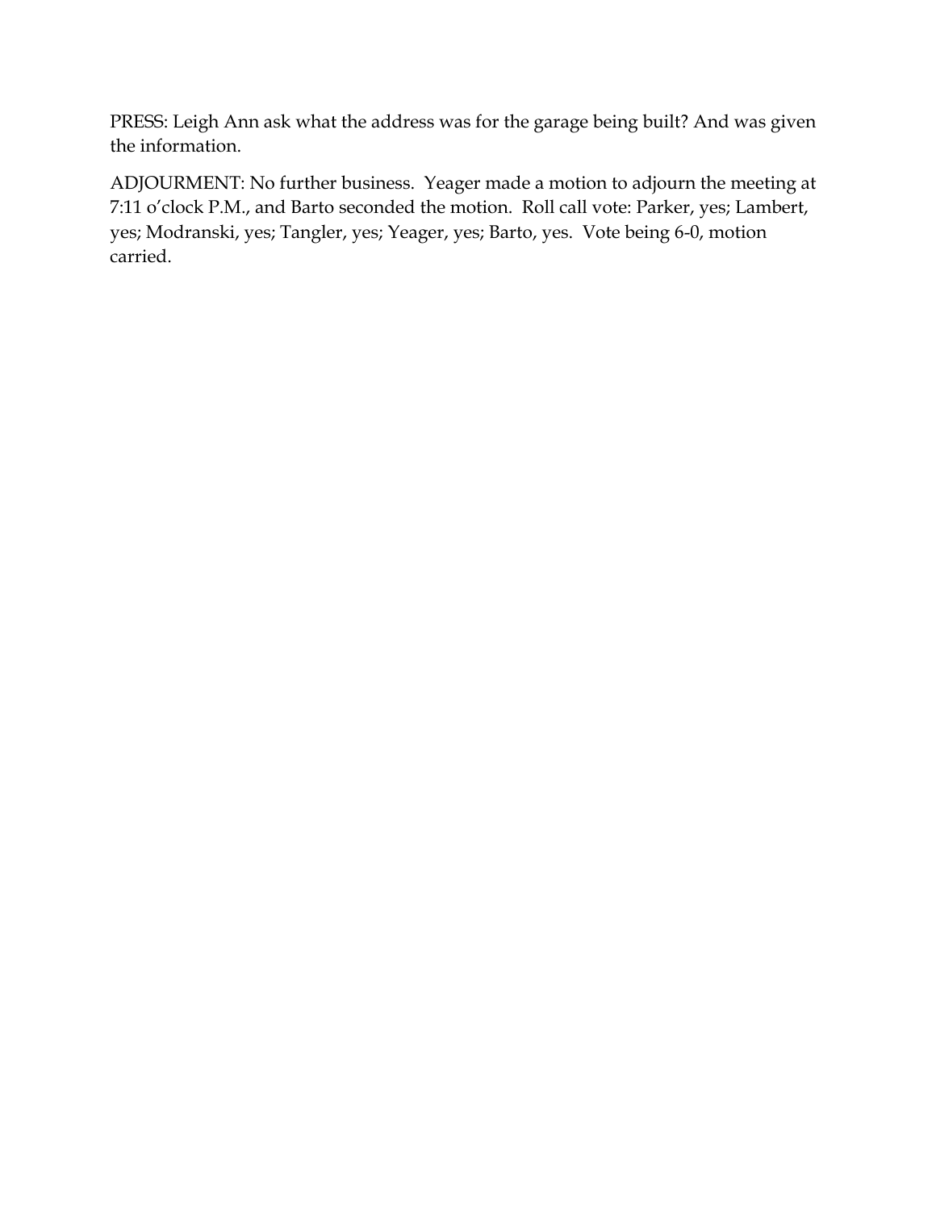PRESS: Leigh Ann ask what the address was for the garage being built? And was given the information.

ADJOURMENT: No further business. Yeager made a motion to adjourn the meeting at 7:11 o'clock P.M., and Barto seconded the motion. Roll call vote: Parker, yes; Lambert, yes; Modranski, yes; Tangler, yes; Yeager, yes; Barto, yes. Vote being 6-0, motion carried.